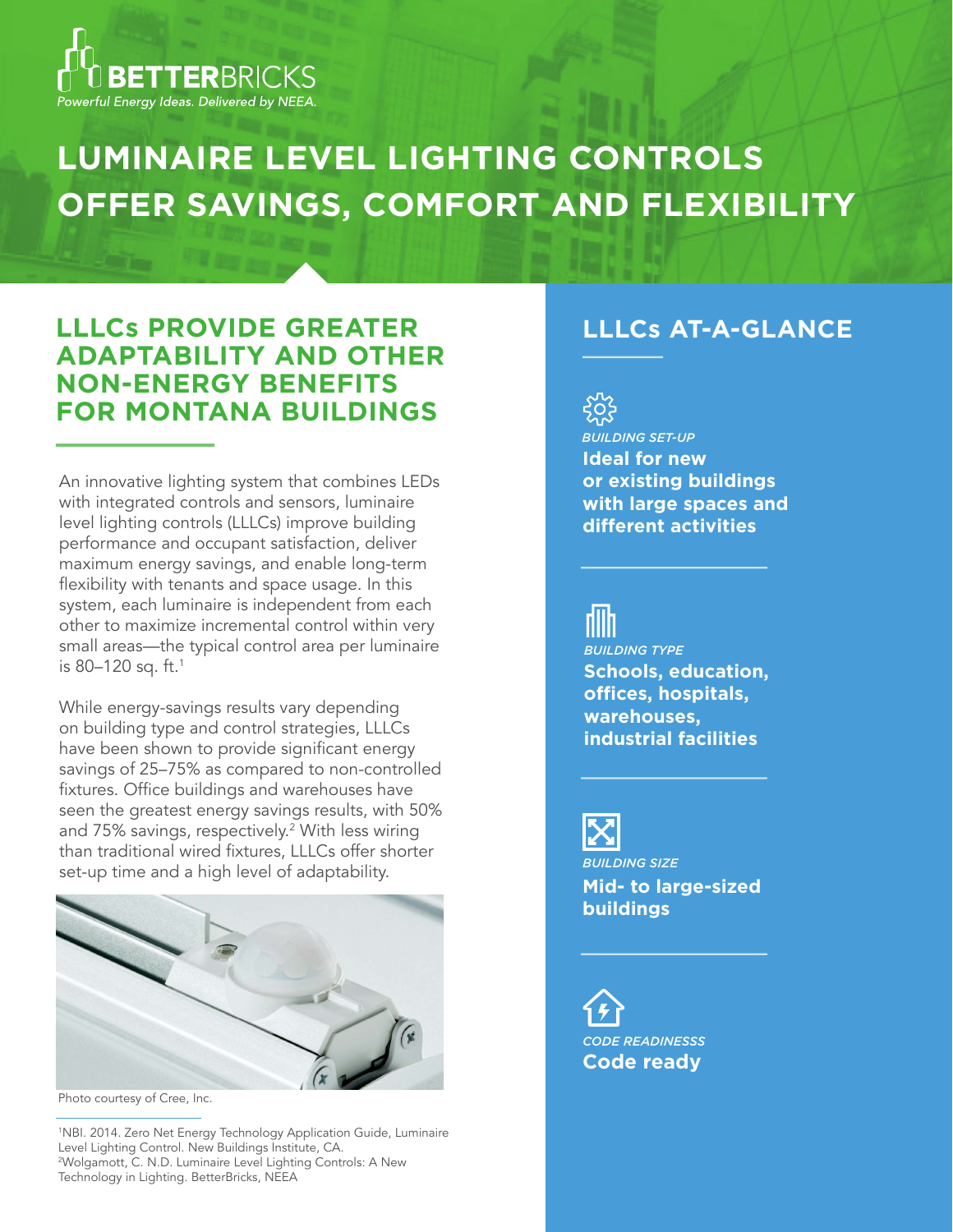BETTERBRICKS
*Powerful Energy Ideas. Delivered by NEEA.*

# LUMINAIRE LEVEL LIGHTING CONTROLS OFFER SAVINGS, COMFORT AND FLEXIBILITY

## LLLCs PROVIDE GREATER ADAPTABILITY AND OTHER NON-ENERGY BENEFITS FOR MONTANA BUILDINGS

An innovative lighting system that combines LEDs with integrated controls and sensors, luminaire level lighting controls (LLLCs) improve building performance and occupant satisfaction, deliver maximum energy savings, and enable long-term flexibility with tenants and space usage. In this system, each luminaire is independent from each other to maximize incremental control within very small areas—the typical control area per luminaire is 80–120 sq. ft.[1]

While energy-savings results vary depending on building type and control strategies, LLLCs have been shown to provide significant energy savings of 25–75% as compared to non-controlled fixtures. Office buildings and warehouses have seen the greatest energy savings results, with 50% and 75% savings, respectively.[2] With less wiring than traditional wired fixtures, LLLCs offer shorter set-up time and a high level of adaptability.

Photo courtesy of Cree, Inc.

[1]NBI. 2014. Zero Net Energy Technology Application Guide, Luminaire Level Lighting Control. New Buildings Institute, CA.
[2]Wolgamott, C. N.D. Luminaire Level Lighting Controls: A New Technology in Lighting. BetterBricks, NEEA

## LLLCs AT-A-GLANCE

*BUILDING SET-UP*
**Ideal for new or existing buildings with large spaces and different activities**

*BUILDING TYPE*
**Schools, education, offices, hospitals, warehouses, industrial facilities**

*BUILDING SIZE*
**Mid- to large-sized buildings**

*CODE READINESSS*
**Code ready**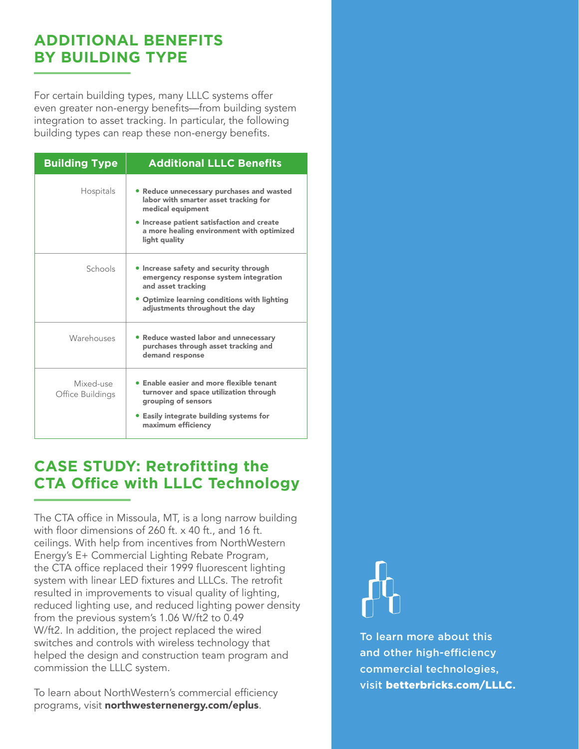## ADDITIONAL BENEFITS BY BUILDING TYPE

For certain building types, many LLLC systems offer even greater non-energy benefits—from building system integration to asset tracking. In particular, the following building types can reap these non-energy benefits.

| Building Type | Additional LLLC Benefits |
|---|---|
| Hospitals | • **Reduce unnecessary purchases and wasted labor with smarter asset tracking for medical equipment**<br>• **Increase patient satisfaction and create a more healing environment with optimized light quality** |
| Schools | • **Increase safety and security through emergency response system integration and asset tracking**<br>• **Optimize learning conditions with lighting adjustments throughout the day** |
| Warehouses | • **Reduce wasted labor and unnecessary purchases through asset tracking and demand response** |
| Mixed-use Office Buildings | • **Enable easier and more flexible tenant turnover and space utilization through grouping of sensors**<br>• **Easily integrate building systems for maximum efficiency** |

## CASE STUDY: Retrofitting the CTA Office with LLLC Technology

The CTA office in Missoula, MT, is a long narrow building with floor dimensions of 260 ft. x 40 ft., and 16 ft. ceilings. With help from incentives from NorthWestern Energy's E+ Commercial Lighting Rebate Program, the CTA office replaced their 1999 fluorescent lighting system with linear LED fixtures and LLLCs. The retrofit resulted in improvements to visual quality of lighting, reduced lighting use, and reduced lighting power density from the previous system's 1.06 W/ft2 to 0.49 W/ft2. In addition, the project replaced the wired switches and controls with wireless technology that helped the design and construction team program and commission the LLLC system.

To learn about NorthWestern's commercial efficiency programs, visit **northwesternenergy.com/eplus**.

To learn more about this and other high-efficiency commercial technologies, visit **betterbricks.com/LLLC.**